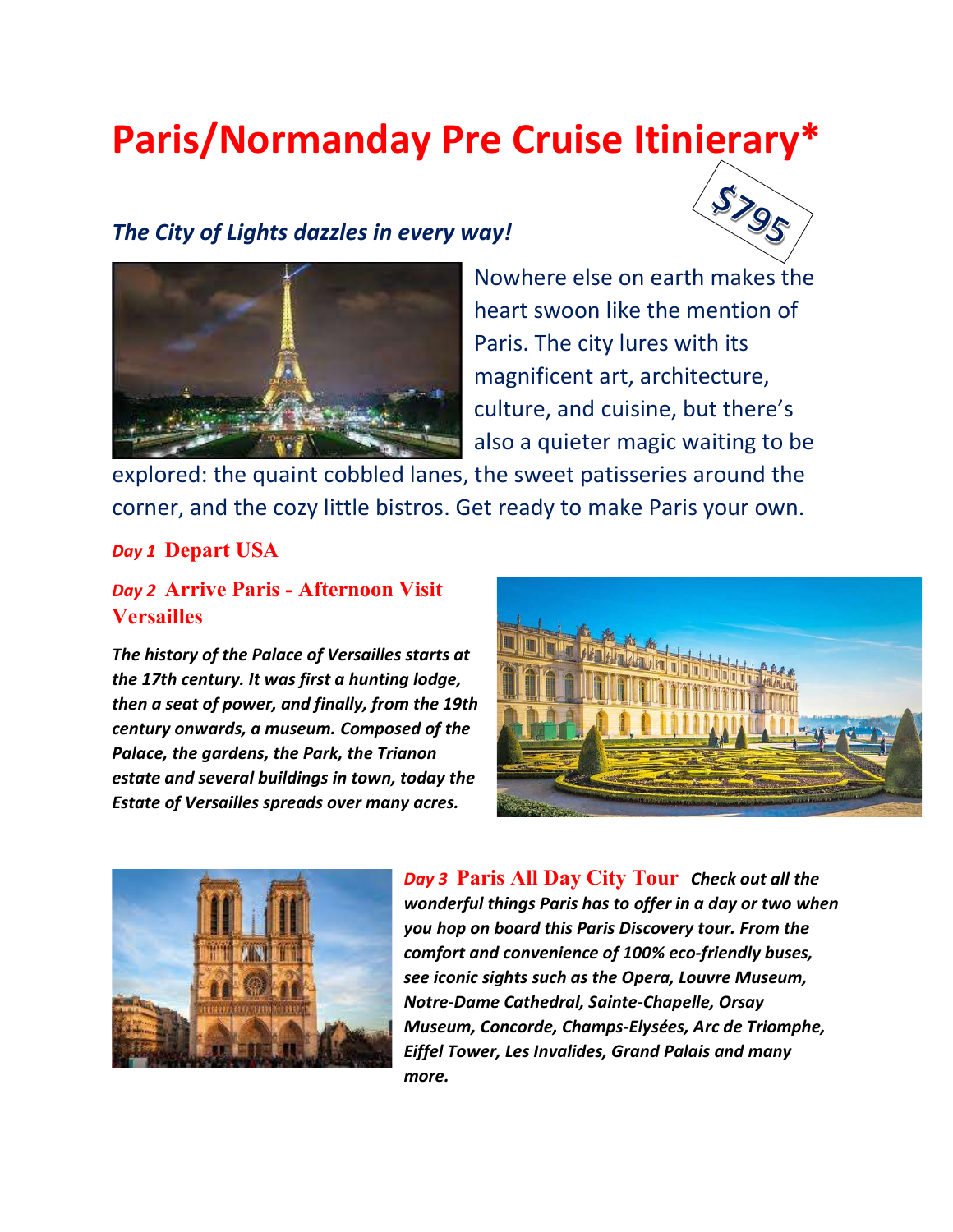# Paris/Normanday Pre Cruise Itinierary*

$795

***The City of Lights dazzles in every way!***

Nowhere else on earth makes the heart swoon like the mention of Paris. The city lures with its magnificent art, architecture, culture, and cuisine, but there's also a quieter magic waiting to be explored: the quaint cobbled lanes, the sweet patisseries around the corner, and the cozy little bistros. Get ready to make Paris your own.

## *Day 1* Depart USA

## *Day 2* Arrive Paris - Afternoon Visit Versailles

***The history of the Palace of Versailles starts at the 17th century. It was first a hunting lodge, then a seat of power, and finally, from the 19th century onwards, a museum. Composed of the Palace, the gardens, the Park, the Trianon estate and several buildings in town, today the Estate of Versailles spreads over many acres.***

## *Day 3* Paris All Day City Tour

***Check out all the wonderful things Paris has to offer in a day or two when you hop on board this Paris Discovery tour. From the comfort and convenience of 100% eco-friendly buses, see iconic sights such as the Opera, Louvre Museum, Notre-Dame Cathedral, Sainte-Chapelle, Orsay Museum, Concorde, Champs-Elysées, Arc de Triomphe, Eiffel Tower, Les Invalides, Grand Palais and many more.***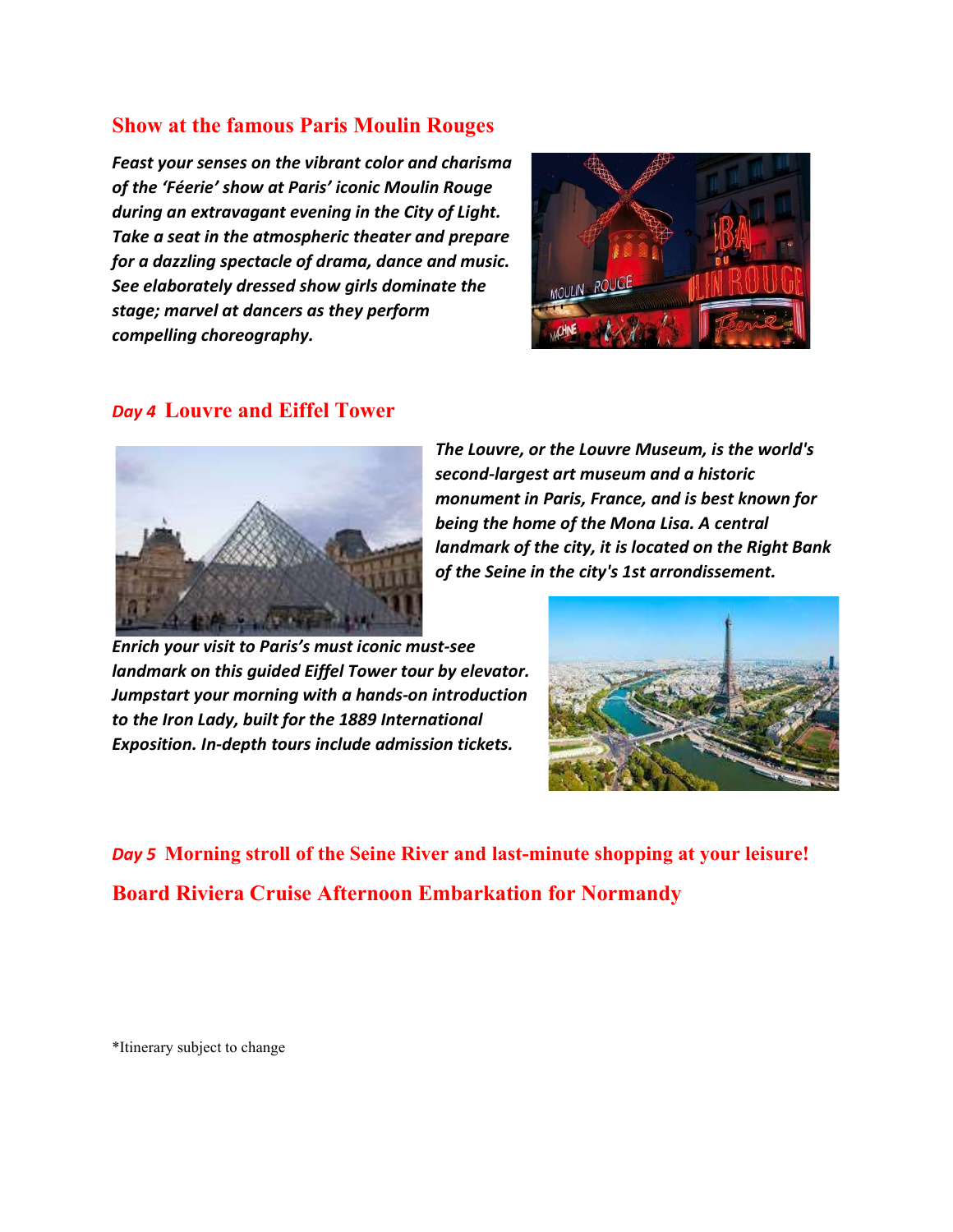## Show at the famous Paris Moulin Rouges

***Feast your senses on the vibrant color and charisma of the 'Féerie' show at Paris' iconic Moulin Rouge during an extravagant evening in the City of Light. Take a seat in the atmospheric theater and prepare for a dazzling spectacle of drama, dance and music. See elaborately dressed show girls dominate the stage; marvel at dancers as they perform compelling choreography.***

## *Day 4* Louvre and Eiffel Tower

***The Louvre, or the Louvre Museum, is the world's second-largest art museum and a historic monument in Paris, France, and is best known for being the home of the Mona Lisa. A central landmark of the city, it is located on the Right Bank of the Seine in the city's 1st arrondissement.***

***Enrich your visit to Paris's must iconic must-see landmark on this guided Eiffel Tower tour by elevator. Jumpstart your morning with a hands-on introduction to the Iron Lady, built for the 1889 International Exposition. In-depth tours include admission tickets.***

## *Day 5* Morning stroll of the Seine River and last-minute shopping at your leisure!

## Board Riviera Cruise Afternoon Embarkation for Normandy

*Itinerary subject to change